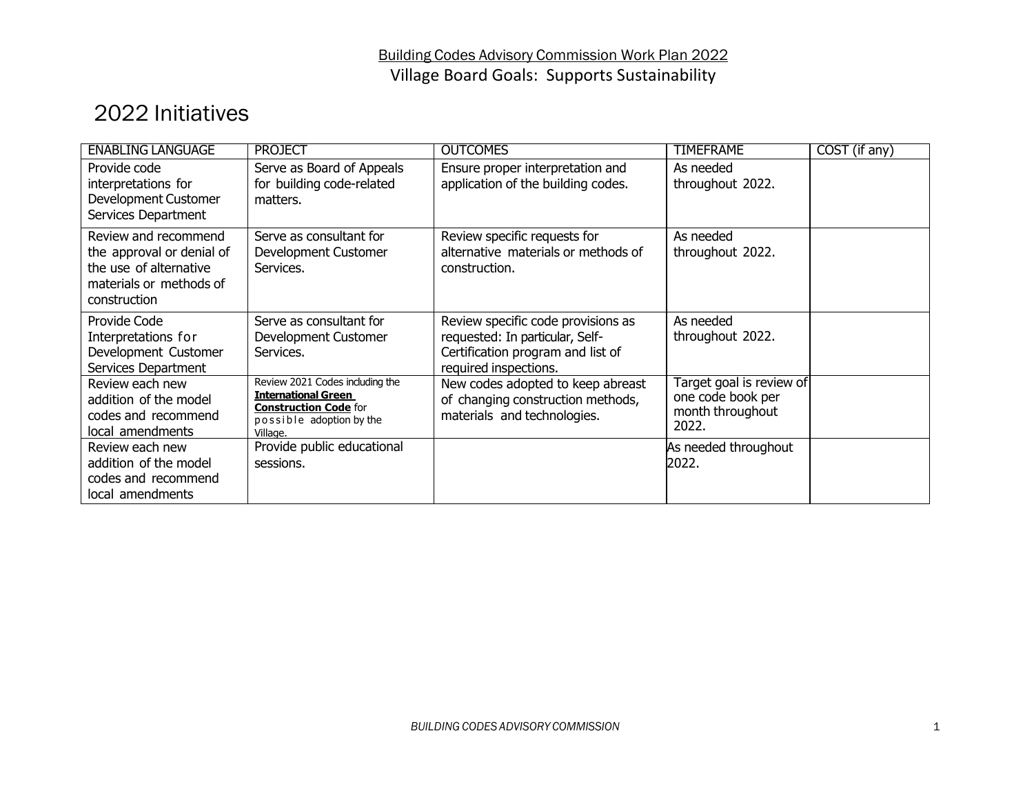<u>Building Codes Advisory Commission Work Plan 2022</u>

Village Board Goals: Supports Sustainability

# 2022 Initiatives

| ENABLING LANGUAGE | PROJECT | OUTCOMES | TIMEFRAME | COST (if any) |
|---|---|---|---|---|
| Provide code interpretations for Development Customer Services Department | Serve as Board of Appeals for building code-related matters. | Ensure proper interpretation and application of the building codes. | As needed throughout 2022. | |
| Review and recommend the approval or denial of the use of alternative materials or methods of construction | Serve as consultant for Development Customer Services. | Review specific requests for alternative materials or methods of construction. | As needed throughout 2022. | |
| Provide Code Interpretations for Development Customer Services Department | Serve as consultant for Development Customer Services. | Review specific code provisions as requested: In particular, Self-Certification program and list of required inspections. | As needed throughout 2022. | |
| Review each new addition of the model codes and recommend local amendments | Review 2021 Codes including the **<u>International Green Construction Code</u>** for possible adoption by the Village. | New codes adopted to keep abreast of changing construction methods, materials and technologies. | Target goal is review of one code book per month throughout 2022. | |
| Review each new addition of the model codes and recommend local amendments | Provide public educational sessions. | | As needed throughout 2022. | |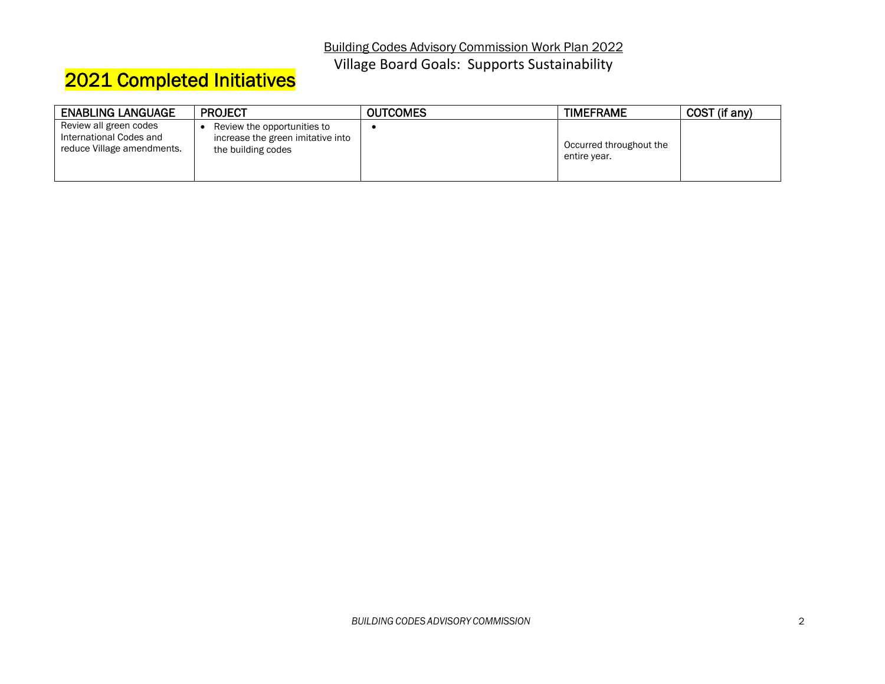Building Codes Advisory Commission Work Plan 2022

Village Board Goals: Supports Sustainability

# 2021 Completed Initiatives

| ENABLING LANGUAGE | PROJECT | OUTCOMES | TIMEFRAME | COST (if any) |
|---|---|---|---|---|
| Review all green codes International Codes and reduce Village amendments. | • Review the opportunities to increase the green imitative into the building codes | • | Occurred throughout the entire year. | |